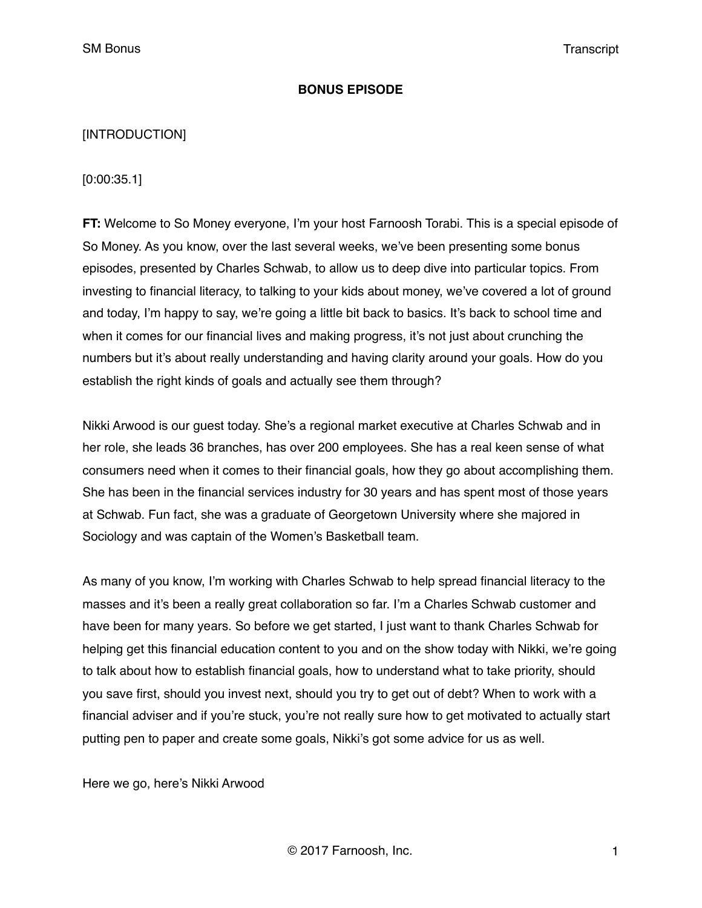**BONUS EPISODE**

[INTRODUCTION]

[0:00:35.1]

**FT:** Welcome to So Money everyone, I'm your host Farnoosh Torabi. This is a special episode of So Money. As you know, over the last several weeks, we've been presenting some bonus episodes, presented by Charles Schwab, to allow us to deep dive into particular topics. From investing to financial literacy, to talking to your kids about money, we've covered a lot of ground and today, I'm happy to say, we're going a little bit back to basics. It's back to school time and when it comes for our financial lives and making progress, it's not just about crunching the numbers but it's about really understanding and having clarity around your goals. How do you establish the right kinds of goals and actually see them through?

Nikki Arwood is our guest today. She's a regional market executive at Charles Schwab and in her role, she leads 36 branches, has over 200 employees. She has a real keen sense of what consumers need when it comes to their financial goals, how they go about accomplishing them. She has been in the financial services industry for 30 years and has spent most of those years at Schwab. Fun fact, she was a graduate of Georgetown University where she majored in Sociology and was captain of the Women's Basketball team.

As many of you know, I'm working with Charles Schwab to help spread financial literacy to the masses and it's been a really great collaboration so far. I'm a Charles Schwab customer and have been for many years. So before we get started, I just want to thank Charles Schwab for helping get this financial education content to you and on the show today with Nikki, we're going to talk about how to establish financial goals, how to understand what to take priority, should you save first, should you invest next, should you try to get out of debt? When to work with a financial adviser and if you're stuck, you're not really sure how to get motivated to actually start putting pen to paper and create some goals, Nikki's got some advice for us as well.

Here we go, here's Nikki Arwood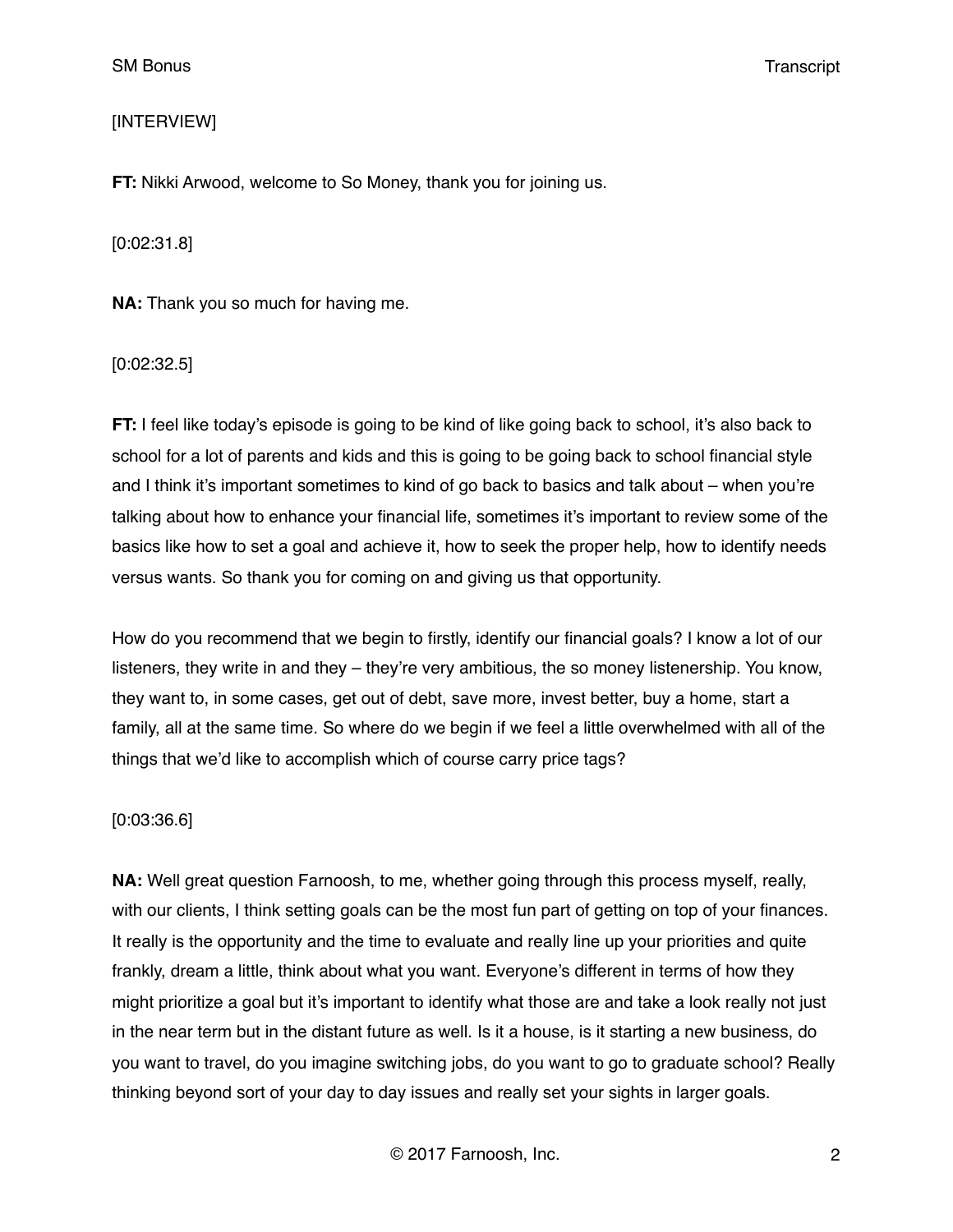[INTERVIEW]

**FT:** Nikki Arwood, welcome to So Money, thank you for joining us.

[0:02:31.8]

**NA:** Thank you so much for having me.

[0:02:32.5]

**FT:** I feel like today's episode is going to be kind of like going back to school, it's also back to school for a lot of parents and kids and this is going to be going back to school financial style and I think it's important sometimes to kind of go back to basics and talk about – when you're talking about how to enhance your financial life, sometimes it's important to review some of the basics like how to set a goal and achieve it, how to seek the proper help, how to identify needs versus wants. So thank you for coming on and giving us that opportunity.

How do you recommend that we begin to firstly, identify our financial goals? I know a lot of our listeners, they write in and they – they're very ambitious, the so money listenership. You know, they want to, in some cases, get out of debt, save more, invest better, buy a home, start a family, all at the same time. So where do we begin if we feel a little overwhelmed with all of the things that we'd like to accomplish which of course carry price tags?

[0:03:36.6]

**NA:** Well great question Farnoosh, to me, whether going through this process myself, really, with our clients, I think setting goals can be the most fun part of getting on top of your finances. It really is the opportunity and the time to evaluate and really line up your priorities and quite frankly, dream a little, think about what you want. Everyone's different in terms of how they might prioritize a goal but it's important to identify what those are and take a look really not just in the near term but in the distant future as well. Is it a house, is it starting a new business, do you want to travel, do you imagine switching jobs, do you want to go to graduate school? Really thinking beyond sort of your day to day issues and really set your sights in larger goals.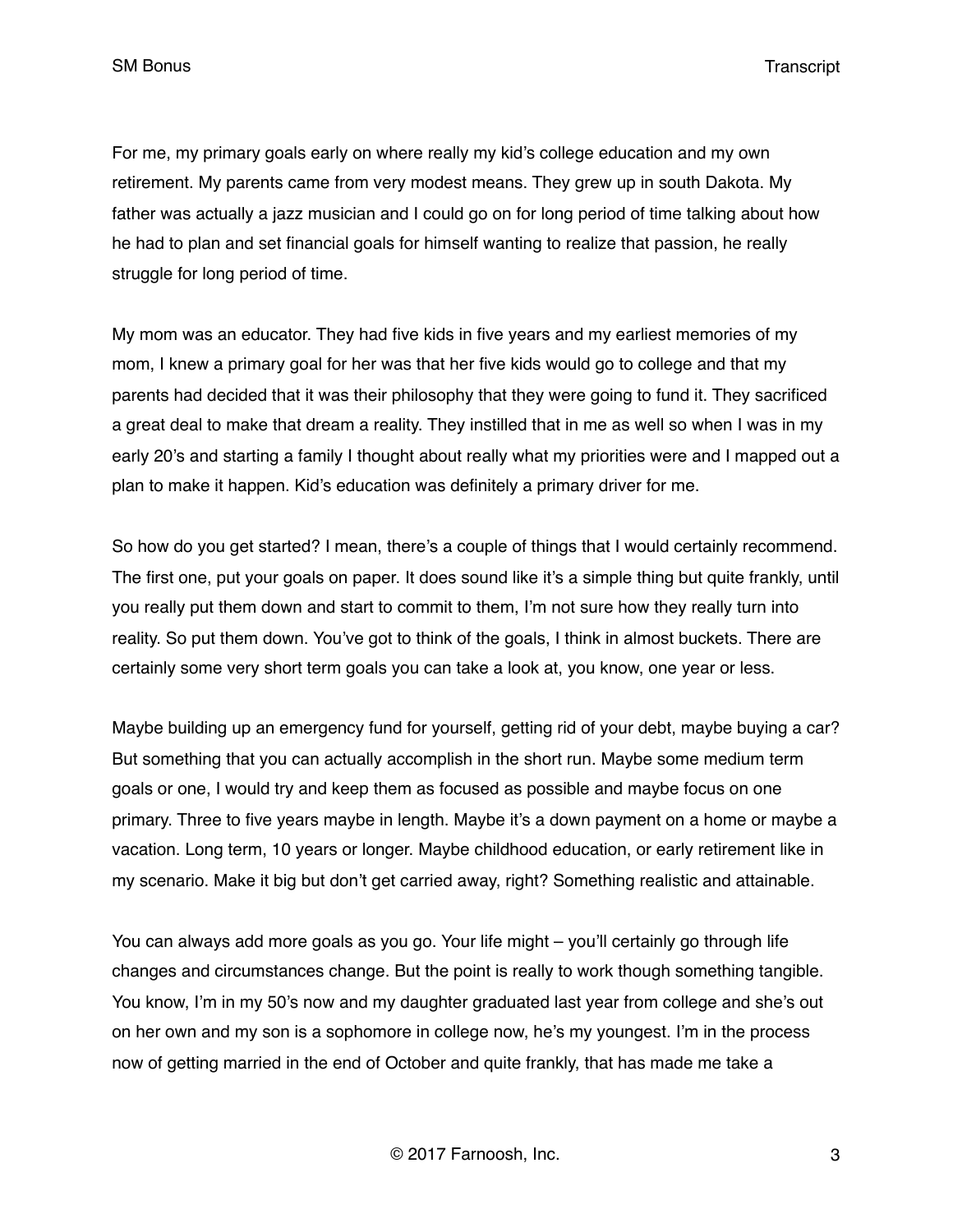For me, my primary goals early on where really my kid's college education and my own retirement. My parents came from very modest means. They grew up in south Dakota. My father was actually a jazz musician and I could go on for long period of time talking about how he had to plan and set financial goals for himself wanting to realize that passion, he really struggle for long period of time.

My mom was an educator. They had five kids in five years and my earliest memories of my mom, I knew a primary goal for her was that her five kids would go to college and that my parents had decided that it was their philosophy that they were going to fund it. They sacrificed a great deal to make that dream a reality. They instilled that in me as well so when I was in my early 20's and starting a family I thought about really what my priorities were and I mapped out a plan to make it happen. Kid's education was definitely a primary driver for me.

So how do you get started? I mean, there's a couple of things that I would certainly recommend. The first one, put your goals on paper. It does sound like it's a simple thing but quite frankly, until you really put them down and start to commit to them, I'm not sure how they really turn into reality. So put them down. You've got to think of the goals, I think in almost buckets. There are certainly some very short term goals you can take a look at, you know, one year or less.

Maybe building up an emergency fund for yourself, getting rid of your debt, maybe buying a car? But something that you can actually accomplish in the short run. Maybe some medium term goals or one, I would try and keep them as focused as possible and maybe focus on one primary. Three to five years maybe in length. Maybe it's a down payment on a home or maybe a vacation. Long term, 10 years or longer. Maybe childhood education, or early retirement like in my scenario. Make it big but don't get carried away, right? Something realistic and attainable.

You can always add more goals as you go. Your life might – you'll certainly go through life changes and circumstances change. But the point is really to work though something tangible. You know, I'm in my 50's now and my daughter graduated last year from college and she's out on her own and my son is a sophomore in college now, he's my youngest. I'm in the process now of getting married in the end of October and quite frankly, that has made me take a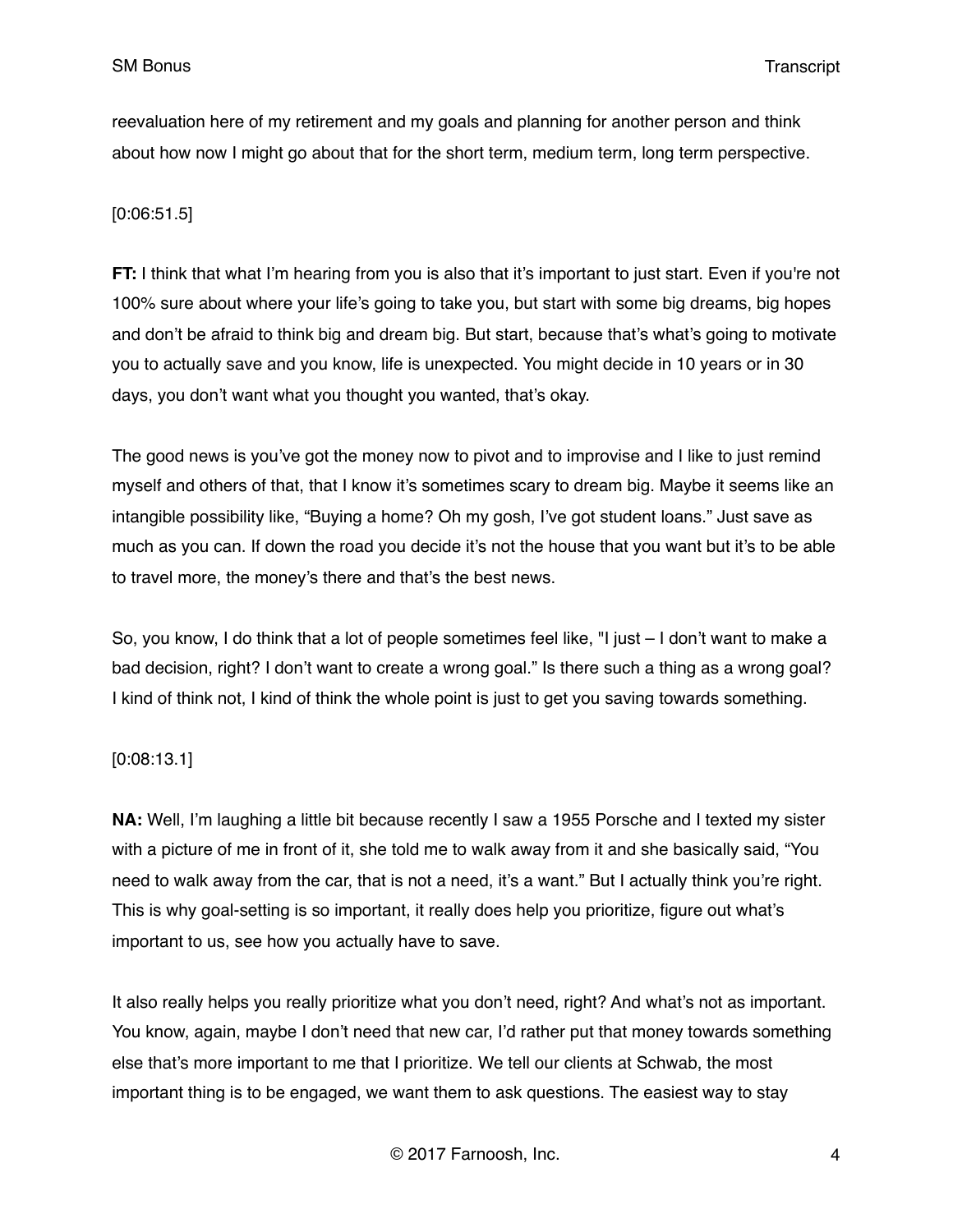reevaluation here of my retirement and my goals and planning for another person and think about how now I might go about that for the short term, medium term, long term perspective.

[0:06:51.5]

**FT:** I think that what I'm hearing from you is also that it's important to just start. Even if you're not 100% sure about where your life's going to take you, but start with some big dreams, big hopes and don't be afraid to think big and dream big. But start, because that's what's going to motivate you to actually save and you know, life is unexpected. You might decide in 10 years or in 30 days, you don't want what you thought you wanted, that's okay.

The good news is you've got the money now to pivot and to improvise and I like to just remind myself and others of that, that I know it's sometimes scary to dream big. Maybe it seems like an intangible possibility like, "Buying a home? Oh my gosh, I've got student loans." Just save as much as you can. If down the road you decide it's not the house that you want but it's to be able to travel more, the money's there and that's the best news.

So, you know, I do think that a lot of people sometimes feel like, "I just – I don't want to make a bad decision, right? I don't want to create a wrong goal." Is there such a thing as a wrong goal? I kind of think not, I kind of think the whole point is just to get you saving towards something.

[0:08:13.1]

**NA:** Well, I'm laughing a little bit because recently I saw a 1955 Porsche and I texted my sister with a picture of me in front of it, she told me to walk away from it and she basically said, "You need to walk away from the car, that is not a need, it's a want." But I actually think you're right. This is why goal-setting is so important, it really does help you prioritize, figure out what's important to us, see how you actually have to save.

It also really helps you really prioritize what you don't need, right? And what's not as important. You know, again, maybe I don't need that new car, I'd rather put that money towards something else that's more important to me that I prioritize. We tell our clients at Schwab, the most important thing is to be engaged, we want them to ask questions. The easiest way to stay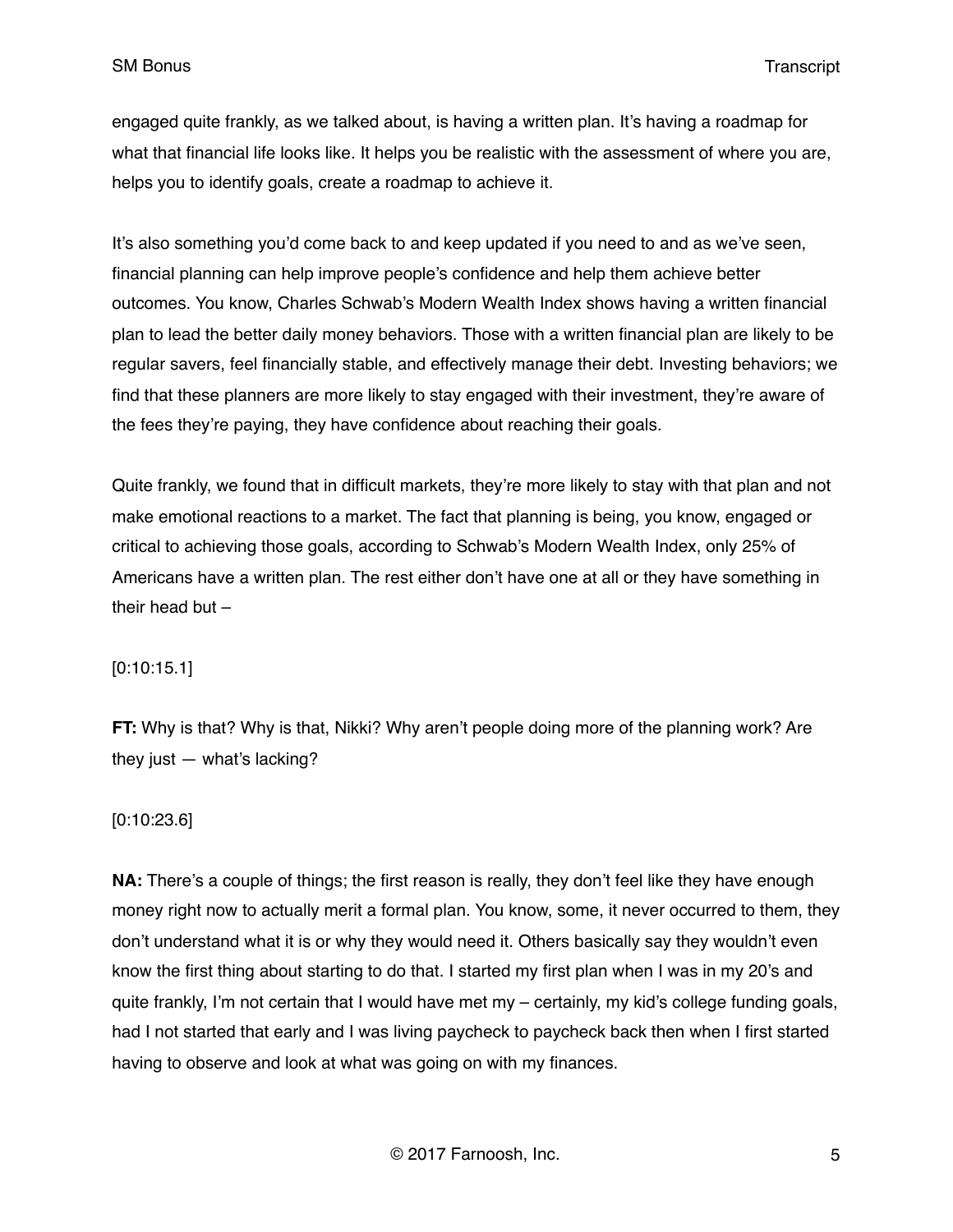engaged quite frankly, as we talked about, is having a written plan. It's having a roadmap for what that financial life looks like. It helps you be realistic with the assessment of where you are, helps you to identify goals, create a roadmap to achieve it.

It's also something you'd come back to and keep updated if you need to and as we've seen, financial planning can help improve people's confidence and help them achieve better outcomes. You know, Charles Schwab's Modern Wealth Index shows having a written financial plan to lead the better daily money behaviors. Those with a written financial plan are likely to be regular savers, feel financially stable, and effectively manage their debt. Investing behaviors; we find that these planners are more likely to stay engaged with their investment, they're aware of the fees they're paying, they have confidence about reaching their goals.

Quite frankly, we found that in difficult markets, they're more likely to stay with that plan and not make emotional reactions to a market. The fact that planning is being, you know, engaged or critical to achieving those goals, according to Schwab's Modern Wealth Index, only 25% of Americans have a written plan. The rest either don't have one at all or they have something in their head but –

[0:10:15.1]

**FT:** Why is that? Why is that, Nikki? Why aren't people doing more of the planning work? Are they just — what's lacking?

[0:10:23.6]

**NA:** There's a couple of things; the first reason is really, they don't feel like they have enough money right now to actually merit a formal plan. You know, some, it never occurred to them, they don't understand what it is or why they would need it. Others basically say they wouldn't even know the first thing about starting to do that. I started my first plan when I was in my 20's and quite frankly, I'm not certain that I would have met my – certainly, my kid's college funding goals, had I not started that early and I was living paycheck to paycheck back then when I first started having to observe and look at what was going on with my finances.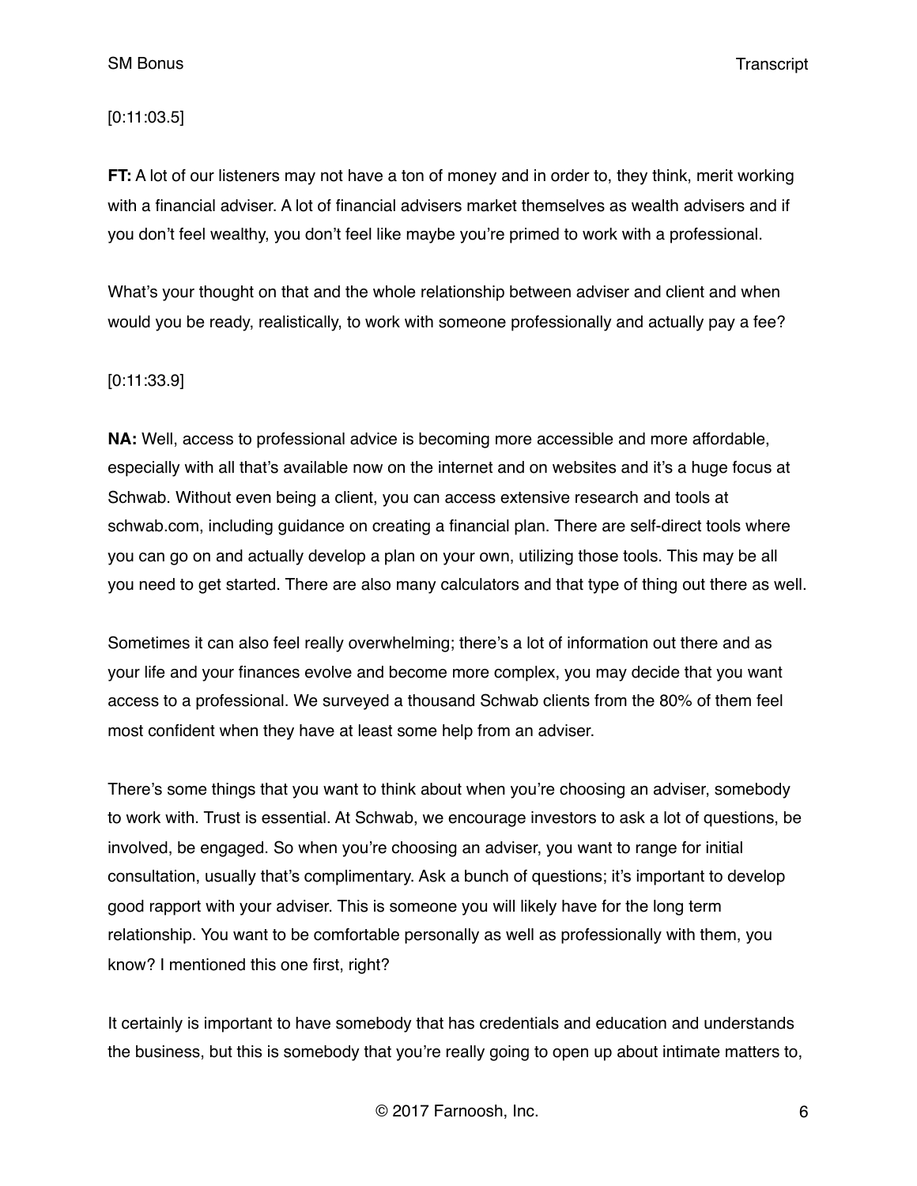[0:11:03.5]

**FT:** A lot of our listeners may not have a ton of money and in order to, they think, merit working with a financial adviser. A lot of financial advisers market themselves as wealth advisers and if you don't feel wealthy, you don't feel like maybe you're primed to work with a professional.

What's your thought on that and the whole relationship between adviser and client and when would you be ready, realistically, to work with someone professionally and actually pay a fee?

[0:11:33.9]

**NA:** Well, access to professional advice is becoming more accessible and more affordable, especially with all that's available now on the internet and on websites and it's a huge focus at Schwab. Without even being a client, you can access extensive research and tools at schwab.com, including guidance on creating a financial plan. There are self-direct tools where you can go on and actually develop a plan on your own, utilizing those tools. This may be all you need to get started. There are also many calculators and that type of thing out there as well.

Sometimes it can also feel really overwhelming; there's a lot of information out there and as your life and your finances evolve and become more complex, you may decide that you want access to a professional. We surveyed a thousand Schwab clients from the 80% of them feel most confident when they have at least some help from an adviser.

There's some things that you want to think about when you're choosing an adviser, somebody to work with. Trust is essential. At Schwab, we encourage investors to ask a lot of questions, be involved, be engaged. So when you're choosing an adviser, you want to range for initial consultation, usually that's complimentary. Ask a bunch of questions; it's important to develop good rapport with your adviser. This is someone you will likely have for the long term relationship. You want to be comfortable personally as well as professionally with them, you know? I mentioned this one first, right?

It certainly is important to have somebody that has credentials and education and understands the business, but this is somebody that you're really going to open up about intimate matters to,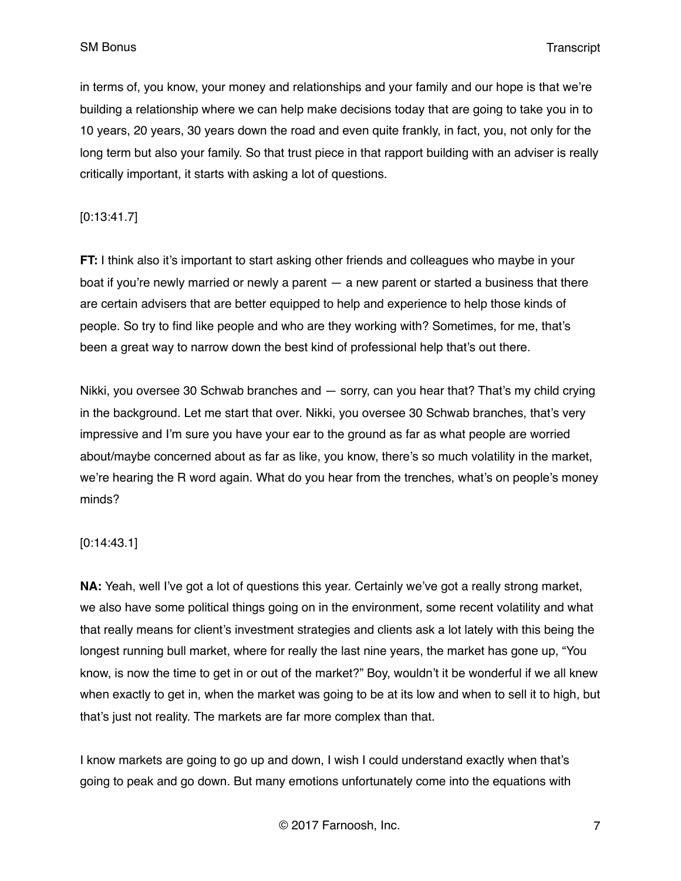in terms of, you know, your money and relationships and your family and our hope is that we're building a relationship where we can help make decisions today that are going to take you in to 10 years, 20 years, 30 years down the road and even quite frankly, in fact, you, not only for the long term but also your family. So that trust piece in that rapport building with an adviser is really critically important, it starts with asking a lot of questions.

[0:13:41.7]

**FT:** I think also it's important to start asking other friends and colleagues who maybe in your boat if you're newly married or newly a parent — a new parent or started a business that there are certain advisers that are better equipped to help and experience to help those kinds of people. So try to find like people and who are they working with? Sometimes, for me, that's been a great way to narrow down the best kind of professional help that's out there.

Nikki, you oversee 30 Schwab branches and — sorry, can you hear that? That's my child crying in the background. Let me start that over. Nikki, you oversee 30 Schwab branches, that's very impressive and I'm sure you have your ear to the ground as far as what people are worried about/maybe concerned about as far as like, you know, there's so much volatility in the market, we're hearing the R word again. What do you hear from the trenches, what's on people's money minds?

[0:14:43.1]

**NA:** Yeah, well I've got a lot of questions this year. Certainly we've got a really strong market, we also have some political things going on in the environment, some recent volatility and what that really means for client's investment strategies and clients ask a lot lately with this being the longest running bull market, where for really the last nine years, the market has gone up, "You know, is now the time to get in or out of the market?" Boy, wouldn't it be wonderful if we all knew when exactly to get in, when the market was going to be at its low and when to sell it to high, but that's just not reality. The markets are far more complex than that.

I know markets are going to go up and down, I wish I could understand exactly when that's going to peak and go down. But many emotions unfortunately come into the equations with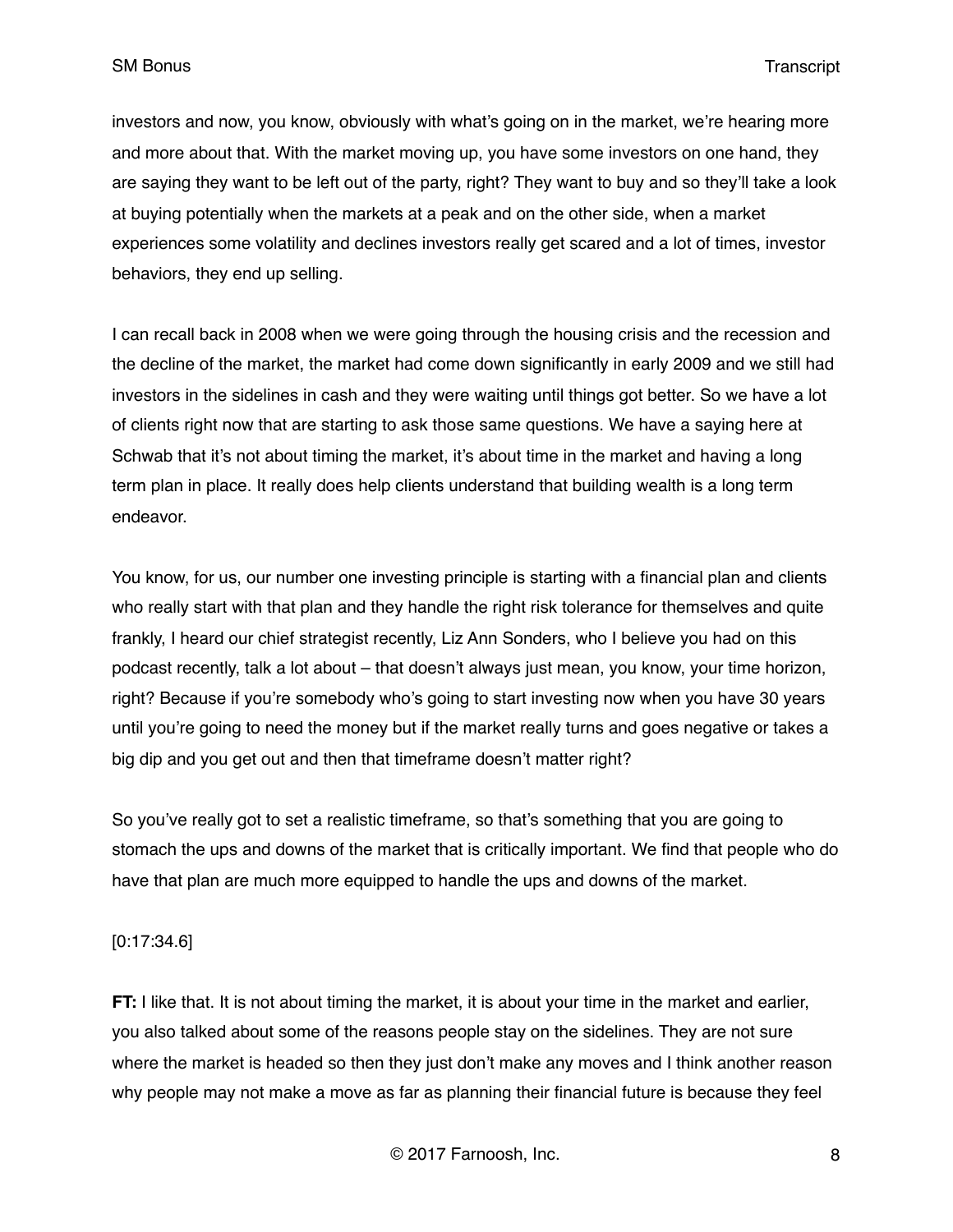investors and now, you know, obviously with what's going on in the market, we're hearing more and more about that. With the market moving up, you have some investors on one hand, they are saying they want to be left out of the party, right? They want to buy and so they'll take a look at buying potentially when the markets at a peak and on the other side, when a market experiences some volatility and declines investors really get scared and a lot of times, investor behaviors, they end up selling.

I can recall back in 2008 when we were going through the housing crisis and the recession and the decline of the market, the market had come down significantly in early 2009 and we still had investors in the sidelines in cash and they were waiting until things got better. So we have a lot of clients right now that are starting to ask those same questions. We have a saying here at Schwab that it's not about timing the market, it's about time in the market and having a long term plan in place. It really does help clients understand that building wealth is a long term endeavor.

You know, for us, our number one investing principle is starting with a financial plan and clients who really start with that plan and they handle the right risk tolerance for themselves and quite frankly, I heard our chief strategist recently, Liz Ann Sonders, who I believe you had on this podcast recently, talk a lot about – that doesn't always just mean, you know, your time horizon, right? Because if you're somebody who's going to start investing now when you have 30 years until you're going to need the money but if the market really turns and goes negative or takes a big dip and you get out and then that timeframe doesn't matter right?

So you've really got to set a realistic timeframe, so that's something that you are going to stomach the ups and downs of the market that is critically important. We find that people who do have that plan are much more equipped to handle the ups and downs of the market.

[0:17:34.6]

**FT:** I like that. It is not about timing the market, it is about your time in the market and earlier, you also talked about some of the reasons people stay on the sidelines. They are not sure where the market is headed so then they just don't make any moves and I think another reason why people may not make a move as far as planning their financial future is because they feel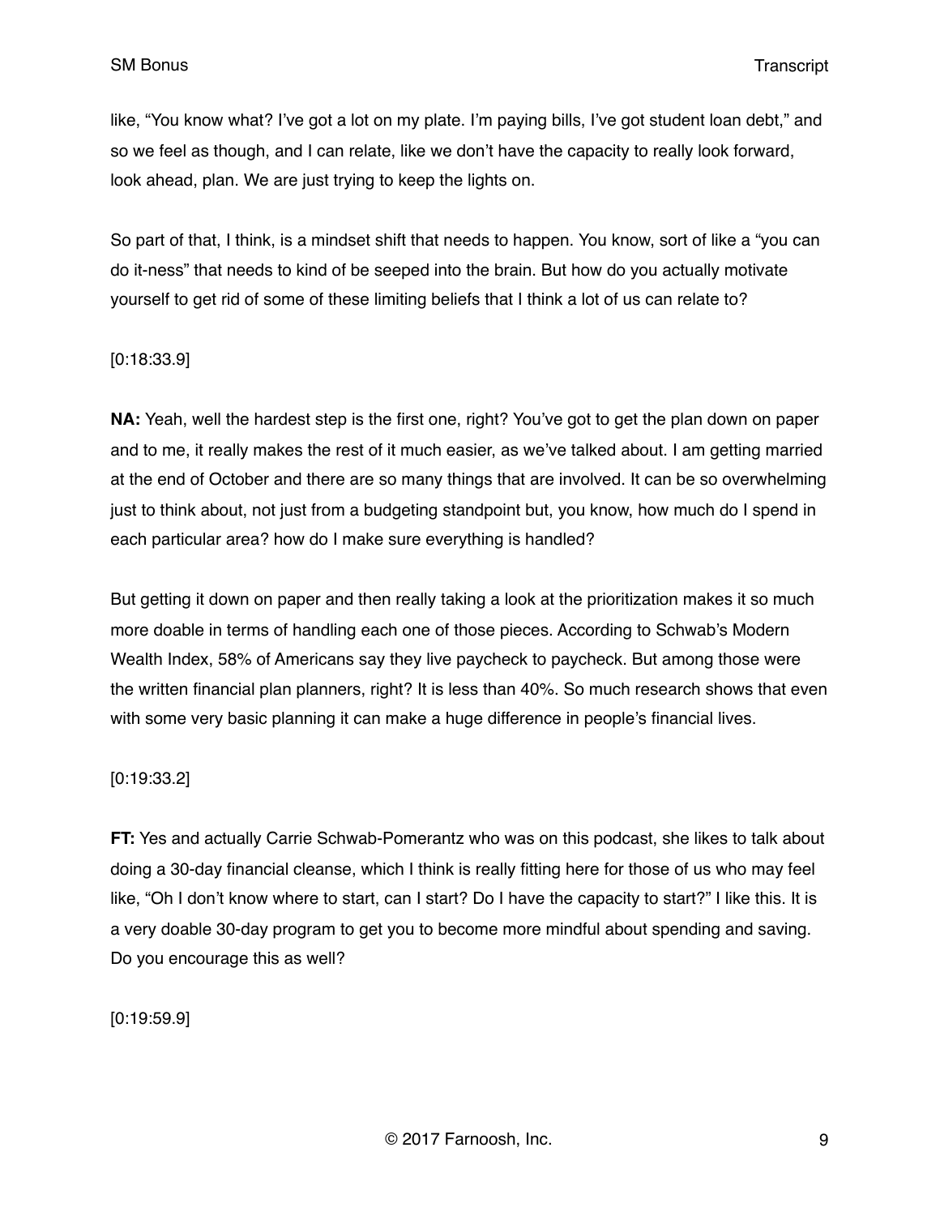like, "You know what? I've got a lot on my plate. I'm paying bills, I've got student loan debt," and so we feel as though, and I can relate, like we don't have the capacity to really look forward, look ahead, plan. We are just trying to keep the lights on.

So part of that, I think, is a mindset shift that needs to happen. You know, sort of like a "you can do it-ness" that needs to kind of be seeped into the brain. But how do you actually motivate yourself to get rid of some of these limiting beliefs that I think a lot of us can relate to?

[0:18:33.9]

**NA:** Yeah, well the hardest step is the first one, right? You've got to get the plan down on paper and to me, it really makes the rest of it much easier, as we've talked about. I am getting married at the end of October and there are so many things that are involved. It can be so overwhelming just to think about, not just from a budgeting standpoint but, you know, how much do I spend in each particular area? how do I make sure everything is handled?

But getting it down on paper and then really taking a look at the prioritization makes it so much more doable in terms of handling each one of those pieces. According to Schwab's Modern Wealth Index, 58% of Americans say they live paycheck to paycheck. But among those were the written financial plan planners, right? It is less than 40%. So much research shows that even with some very basic planning it can make a huge difference in people's financial lives.

[0:19:33.2]

**FT:** Yes and actually Carrie Schwab-Pomerantz who was on this podcast, she likes to talk about doing a 30-day financial cleanse, which I think is really fitting here for those of us who may feel like, "Oh I don't know where to start, can I start? Do I have the capacity to start?" I like this. It is a very doable 30-day program to get you to become more mindful about spending and saving. Do you encourage this as well?

[0:19:59.9]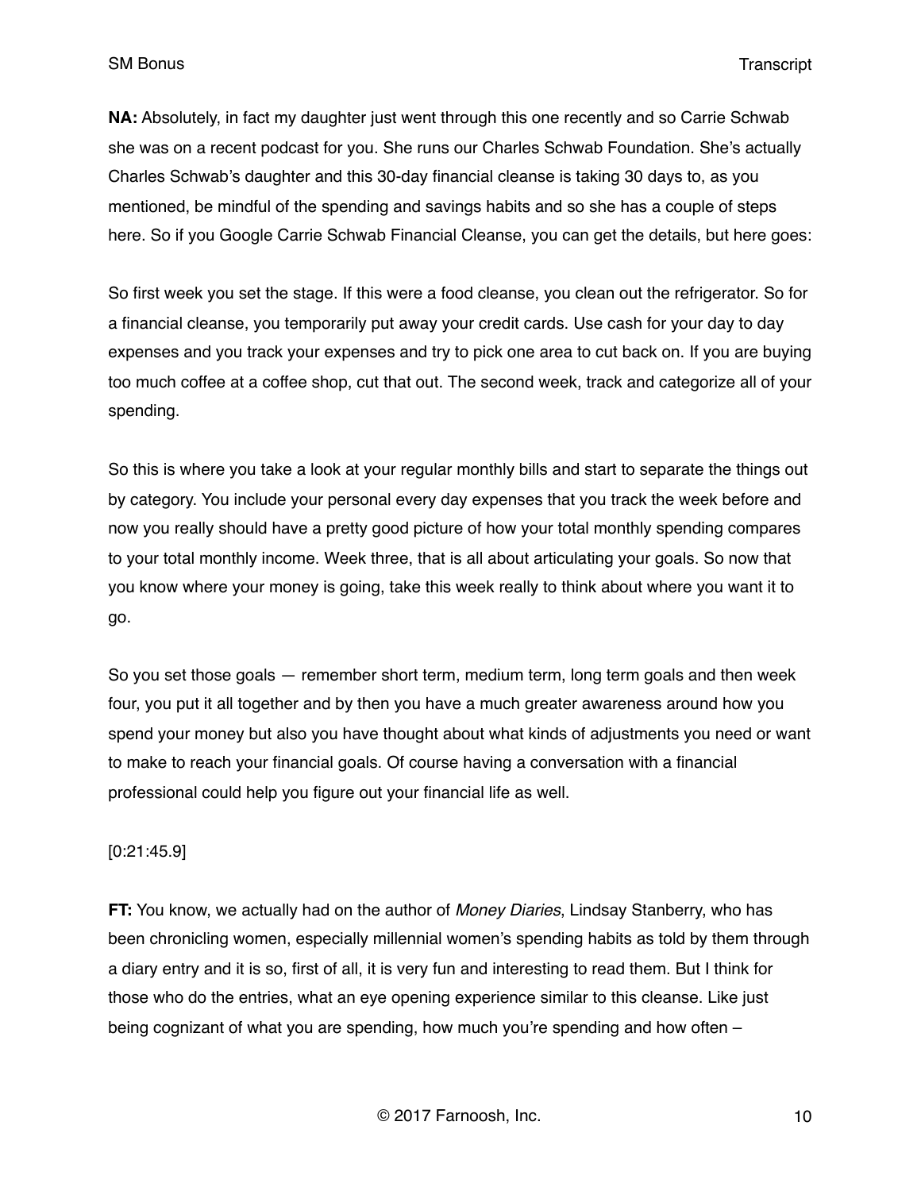**NA:** Absolutely, in fact my daughter just went through this one recently and so Carrie Schwab she was on a recent podcast for you. She runs our Charles Schwab Foundation. She's actually Charles Schwab's daughter and this 30-day financial cleanse is taking 30 days to, as you mentioned, be mindful of the spending and savings habits and so she has a couple of steps here. So if you Google Carrie Schwab Financial Cleanse, you can get the details, but here goes:

So first week you set the stage. If this were a food cleanse, you clean out the refrigerator. So for a financial cleanse, you temporarily put away your credit cards. Use cash for your day to day expenses and you track your expenses and try to pick one area to cut back on. If you are buying too much coffee at a coffee shop, cut that out. The second week, track and categorize all of your spending.

So this is where you take a look at your regular monthly bills and start to separate the things out by category. You include your personal every day expenses that you track the week before and now you really should have a pretty good picture of how your total monthly spending compares to your total monthly income. Week three, that is all about articulating your goals. So now that you know where your money is going, take this week really to think about where you want it to go.

So you set those goals — remember short term, medium term, long term goals and then week four, you put it all together and by then you have a much greater awareness around how you spend your money but also you have thought about what kinds of adjustments you need or want to make to reach your financial goals. Of course having a conversation with a financial professional could help you figure out your financial life as well.

[0:21:45.9]

**FT:** You know, we actually had on the author of *Money Diaries*, Lindsay Stanberry, who has been chronicling women, especially millennial women's spending habits as told by them through a diary entry and it is so, first of all, it is very fun and interesting to read them. But I think for those who do the entries, what an eye opening experience similar to this cleanse. Like just being cognizant of what you are spending, how much you're spending and how often –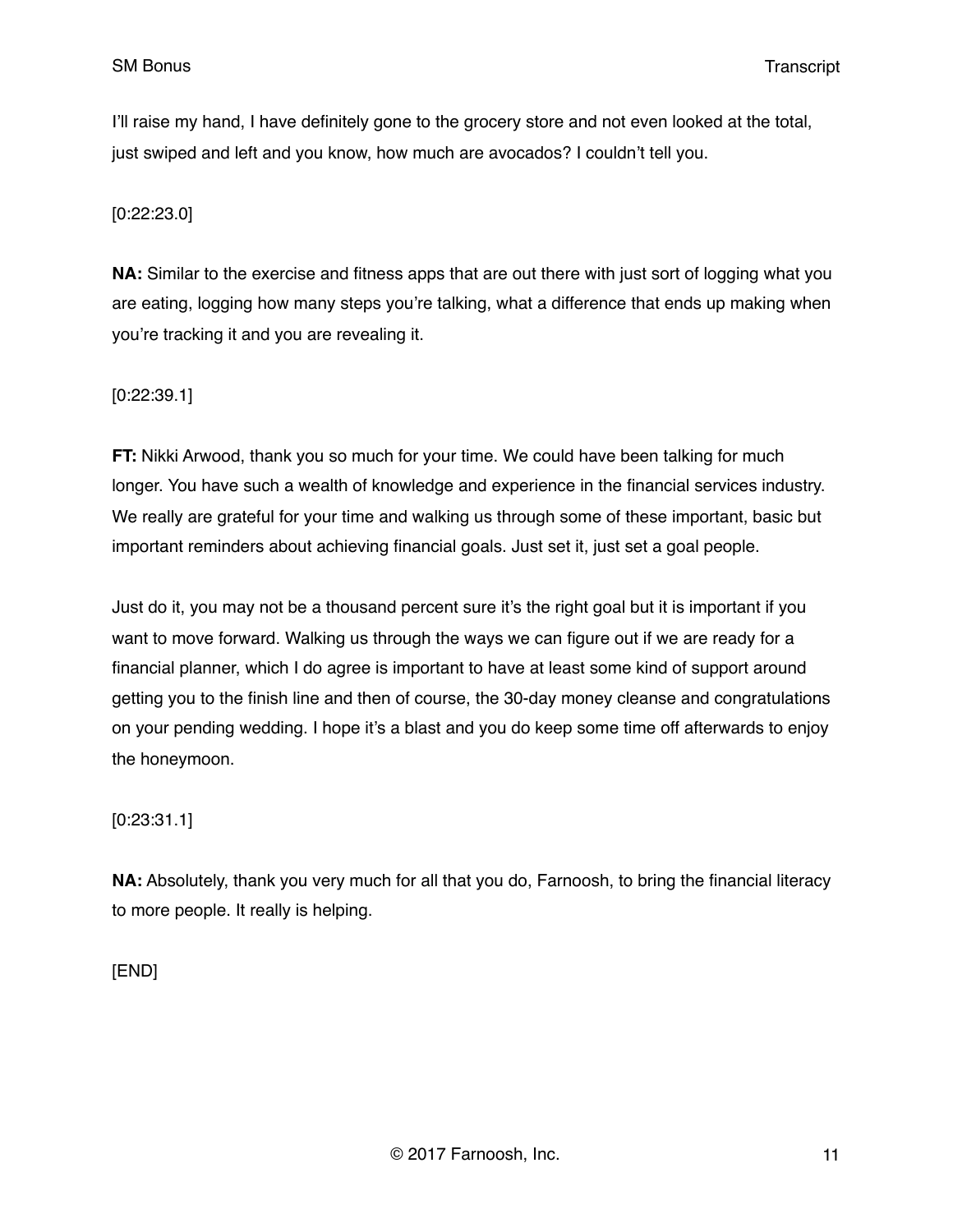I'll raise my hand, I have definitely gone to the grocery store and not even looked at the total, just swiped and left and you know, how much are avocados? I couldn't tell you.

[0:22:23.0]

**NA:** Similar to the exercise and fitness apps that are out there with just sort of logging what you are eating, logging how many steps you're talking, what a difference that ends up making when you're tracking it and you are revealing it.

[0:22:39.1]

**FT:** Nikki Arwood, thank you so much for your time. We could have been talking for much longer. You have such a wealth of knowledge and experience in the financial services industry. We really are grateful for your time and walking us through some of these important, basic but important reminders about achieving financial goals. Just set it, just set a goal people.

Just do it, you may not be a thousand percent sure it's the right goal but it is important if you want to move forward. Walking us through the ways we can figure out if we are ready for a financial planner, which I do agree is important to have at least some kind of support around getting you to the finish line and then of course, the 30-day money cleanse and congratulations on your pending wedding. I hope it's a blast and you do keep some time off afterwards to enjoy the honeymoon.

[0:23:31.1]

**NA:** Absolutely, thank you very much for all that you do, Farnoosh, to bring the financial literacy to more people. It really is helping.

[END]